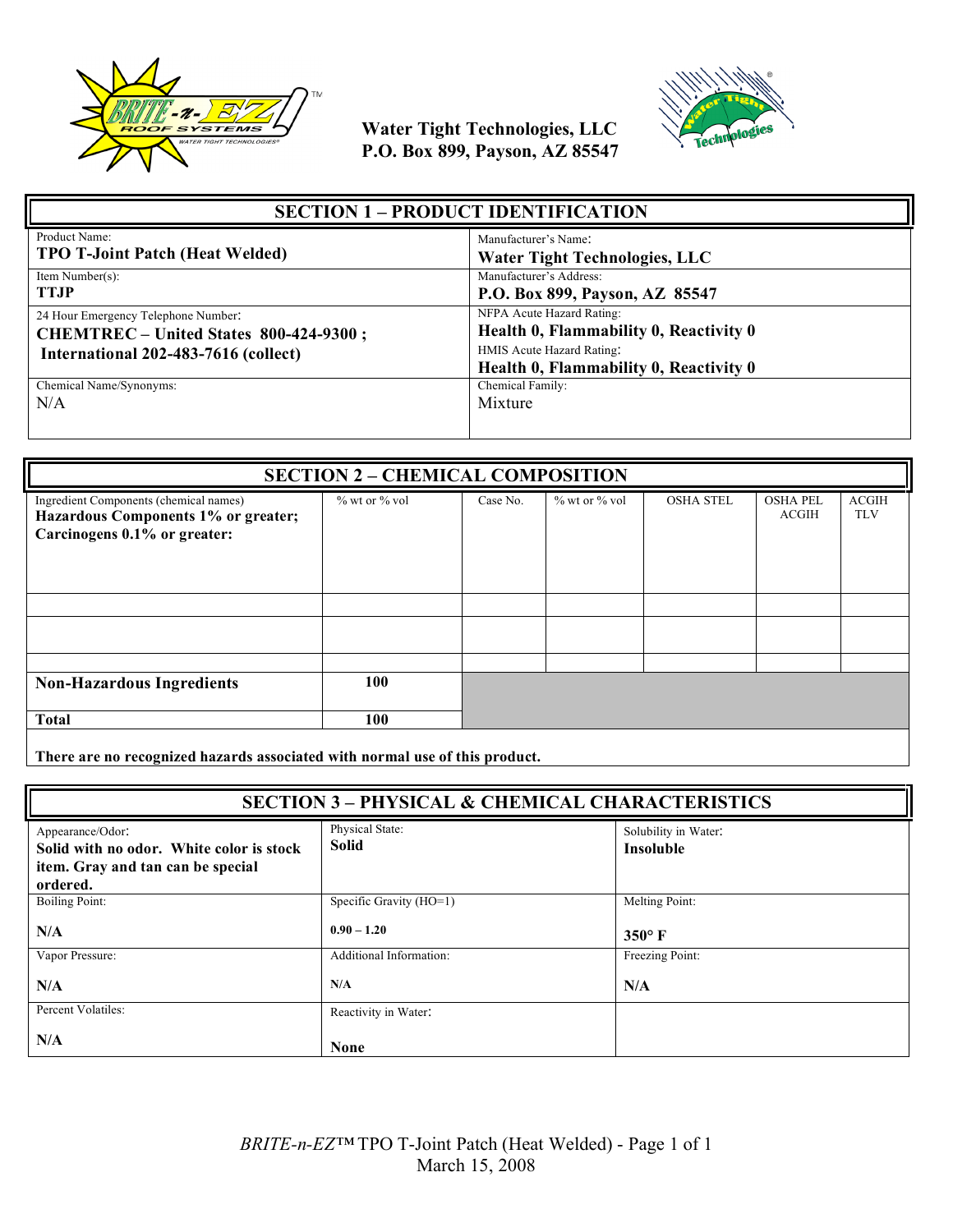**Water Tight Technologies, LLC**
**P.O. Box 899, Payson, AZ 85547**

## SECTION 1 – PRODUCT IDENTIFICATION

| | |
|---|---|
| Product Name:<br>**TPO T-Joint Patch (Heat Welded)** | Manufacturer's Name:<br>**Water Tight Technologies, LLC** |
| Item Number(s):<br>**TTJP** | Manufacturer's Address:<br>**P.O. Box 899, Payson, AZ 85547** |
| 24 Hour Emergency Telephone Number:<br>**CHEMTREC – United States 800-424-9300 ;**<br>**International 202-483-7616 (collect)** | NFPA Acute Hazard Rating:<br>**Health 0, Flammability 0, Reactivity 0**<br>HMIS Acute Hazard Rating:<br>**Health 0, Flammability 0, Reactivity 0** |
| Chemical Name/Synonyms:<br>N/A | Chemical Family:<br>Mixture |

## SECTION 2 – CHEMICAL COMPOSITION

| Ingredient Components (chemical names)<br>**Hazardous Components 1% or greater; Carcinogens 0.1% or greater:** | % wt or % vol | Case No. | % wt or % vol | OSHA STEL | OSHA PEL ACGIH | ACGIH TLV |
|---|---|---|---|---|---|---|
| | | | | | | |
| | | | | | | |
| | | | | | | |
| **Non-Hazardous Ingredients** | **100** | | | | | |
| **Total** | **100** | | | | | |

**There are no recognized hazards associated with normal use of this product.**

## SECTION 3 – PHYSICAL & CHEMICAL CHARACTERISTICS

| | | |
|---|---|---|
| Appearance/Odor:<br>**Solid with no odor. White color is stock item. Gray and tan can be special ordered.** | Physical State:<br>**Solid** | Solubility in Water:<br>**Insoluble** |
| Boiling Point:<br>**N/A** | Specific Gravity (HO=1)<br>**0.90 – 1.20** | Melting Point:<br>**350° F** |
| Vapor Pressure:<br>**N/A** | Additional Information:<br>**N/A** | Freezing Point:<br>**N/A** |
| Percent Volatiles:<br>**N/A** | Reactivity in Water:<br>**None** | |

*BRITE-n-EZ*™ TPO T-Joint Patch (Heat Welded)
March 15, 2008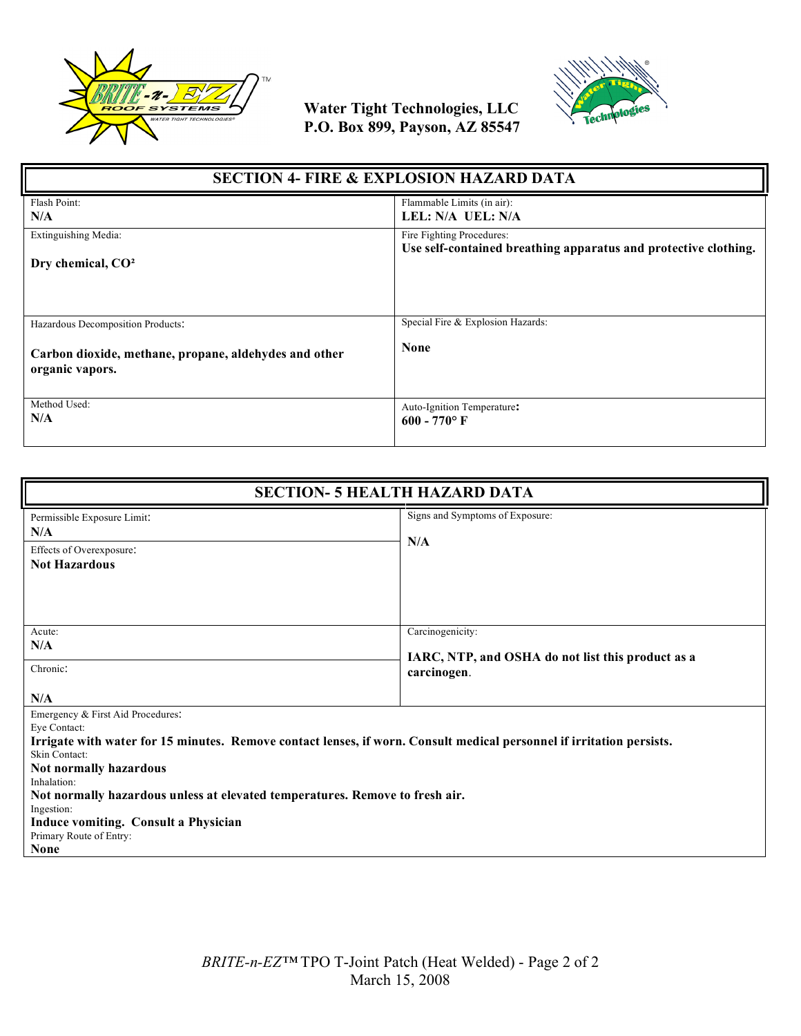Water Tight Technologies, LLC
P.O. Box 899, Payson, AZ 85547

## SECTION 4- FIRE & EXPLOSION HAZARD DATA

| Field | Value | Field | Value |
|---|---|---|---|
| Flash Point: | **N/A** | Flammable Limits (in air): | **LEL: N/A UEL: N/A** |
| Extinguishing Media: | **Dry chemical, CO²** | Fire Fighting Procedures: | **Use self-contained breathing apparatus and protective clothing.** |
| Hazardous Decomposition Products: | **Carbon dioxide, methane, propane, aldehydes and other organic vapors.** | Special Fire & Explosion Hazards: | **None** |
| Method Used: | **N/A** | Auto-Ignition Temperature: | **600 - 770° F** |

## SECTION- 5 HEALTH HAZARD DATA

| Field | Value | Field | Value |
|---|---|---|---|
| Permissible Exposure Limit: | **N/A** | Signs and Symptoms of Exposure: | **N/A** |
| Effects of Overexposure: | **Not Hazardous** | | |
| Acute: | **N/A** | Carcinogenicity: | **IARC, NTP, and OSHA do not list this product as a carcinogen.** |
| Chronic: | **N/A** | | |

Emergency & First Aid Procedures:

Eye Contact:
**Irrigate with water for 15 minutes. Remove contact lenses, if worn. Consult medical personnel if irritation persists.**

Skin Contact:
**Not normally hazardous**

Inhalation:
**Not normally hazardous unless at elevated temperatures. Remove to fresh air.**

Ingestion:
**Induce vomiting. Consult a Physician**

Primary Route of Entry:
**None**

*BRITE-n-EZ*™ TPO T-Joint Patch (Heat Welded)
March 15, 2008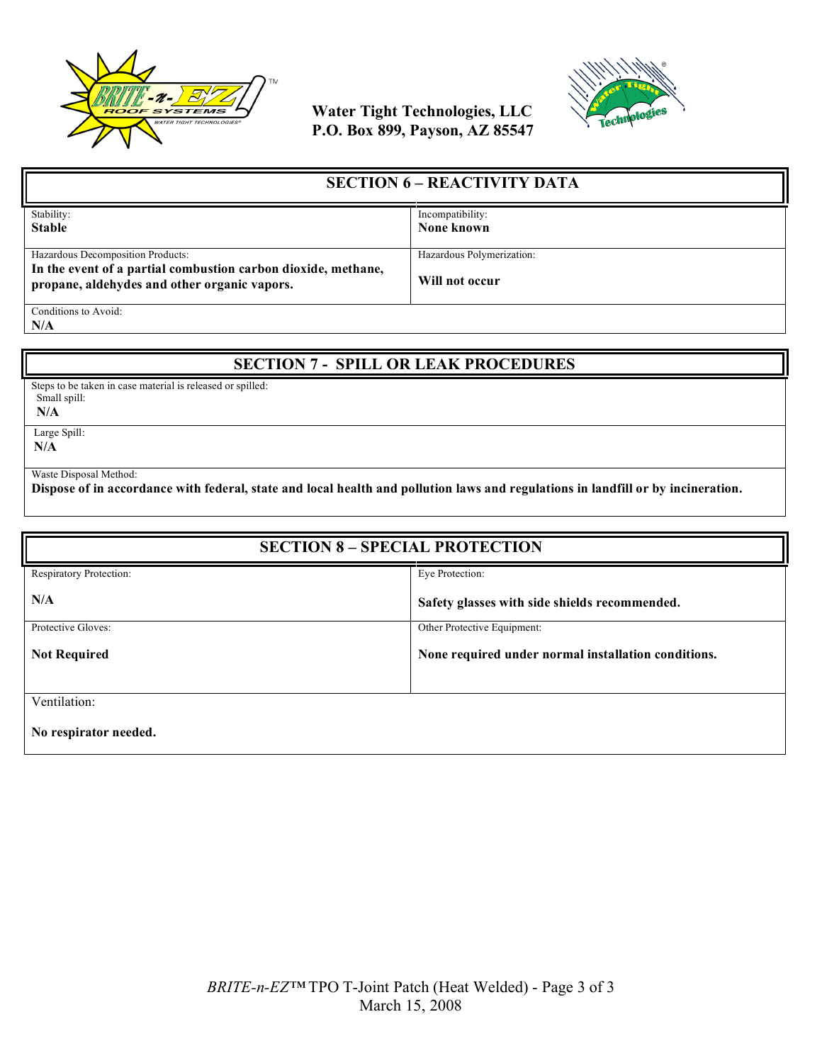Water Tight Technologies, LLC
P.O. Box 899, Payson, AZ 85547

## SECTION 6 – REACTIVITY DATA

| Stability: | Incompatibility: |
|---|---|
| **Stable** | **None known** |
| Hazardous Decomposition Products: **In the event of a partial combustion carbon dioxide, methane, propane, aldehydes and other organic vapors.** | Hazardous Polymerization: **Will not occur** |

Conditions to Avoid:
**N/A**

## SECTION 7 - SPILL OR LEAK PROCEDURES

Steps to be taken in case material is released or spilled:

Small spill:
**N/A**

Large Spill:
**N/A**

Waste Disposal Method:
**Dispose of in accordance with federal, state and local health and pollution laws and regulations in landfill or by incineration.**

## SECTION 8 – SPECIAL PROTECTION

| Respiratory Protection: | Eye Protection: |
|---|---|
| **N/A** | **Safety glasses with side shields recommended.** |
| Protective Gloves: **Not Required** | Other Protective Equipment: **None required under normal installation conditions.** |

Ventilation:

**No respirator needed.**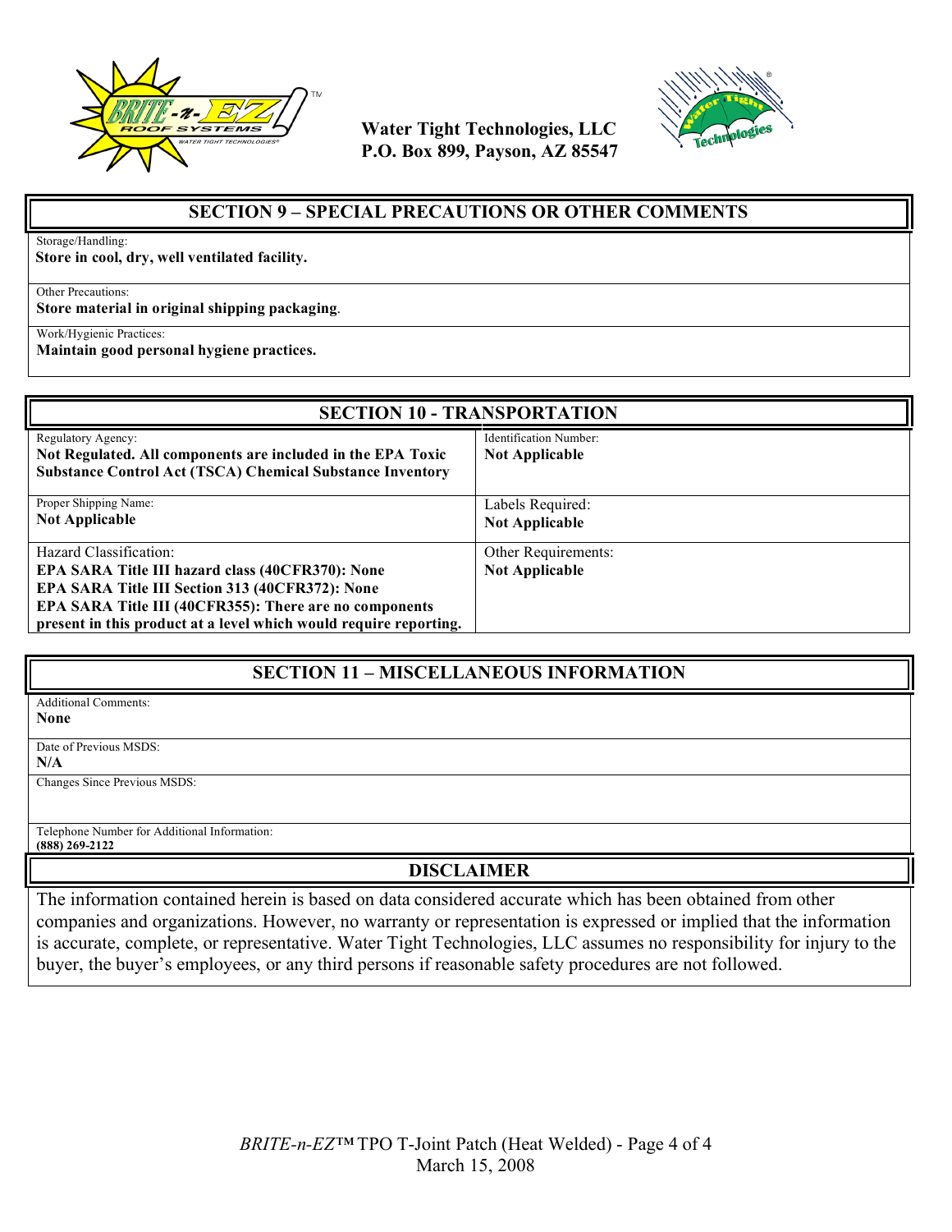Water Tight Technologies, LLC
P.O. Box 899, Payson, AZ 85547

## SECTION 9 – SPECIAL PRECAUTIONS OR OTHER COMMENTS

Storage/Handling:
**Store in cool, dry, well ventilated facility.**

Other Precautions:
**Store material in original shipping packaging**.

Work/Hygienic Practices:
**Maintain good personal hygiene practices.**

## SECTION 10 - TRANSPORTATION

| | |
|---|---|
| Regulatory Agency: **Not Regulated. All components are included in the EPA Toxic Substance Control Act (TSCA) Chemical Substance Inventory** | Identification Number: **Not Applicable** |
| Proper Shipping Name: **Not Applicable** | Labels Required: **Not Applicable** |
| Hazard Classification: **EPA SARA Title III hazard class (40CFR370): None** **EPA SARA Title III Section 313 (40CFR372): None** **EPA SARA Title III (40CFR355): There are no components present in this product at a level which would require reporting.** | Other Requirements: **Not Applicable** |

## SECTION 11 – MISCELLANEOUS INFORMATION

Additional Comments:
**None**

Date of Previous MSDS:
**N/A**

Changes Since Previous MSDS:

Telephone Number for Additional Information:
**(888) 269-2122**

## DISCLAIMER

The information contained herein is based on data considered accurate which has been obtained from other companies and organizations. However, no warranty or representation is expressed or implied that the information is accurate, complete, or representative. Water Tight Technologies, LLC assumes no responsibility for injury to the buyer, the buyer's employees, or any third persons if reasonable safety procedures are not followed.